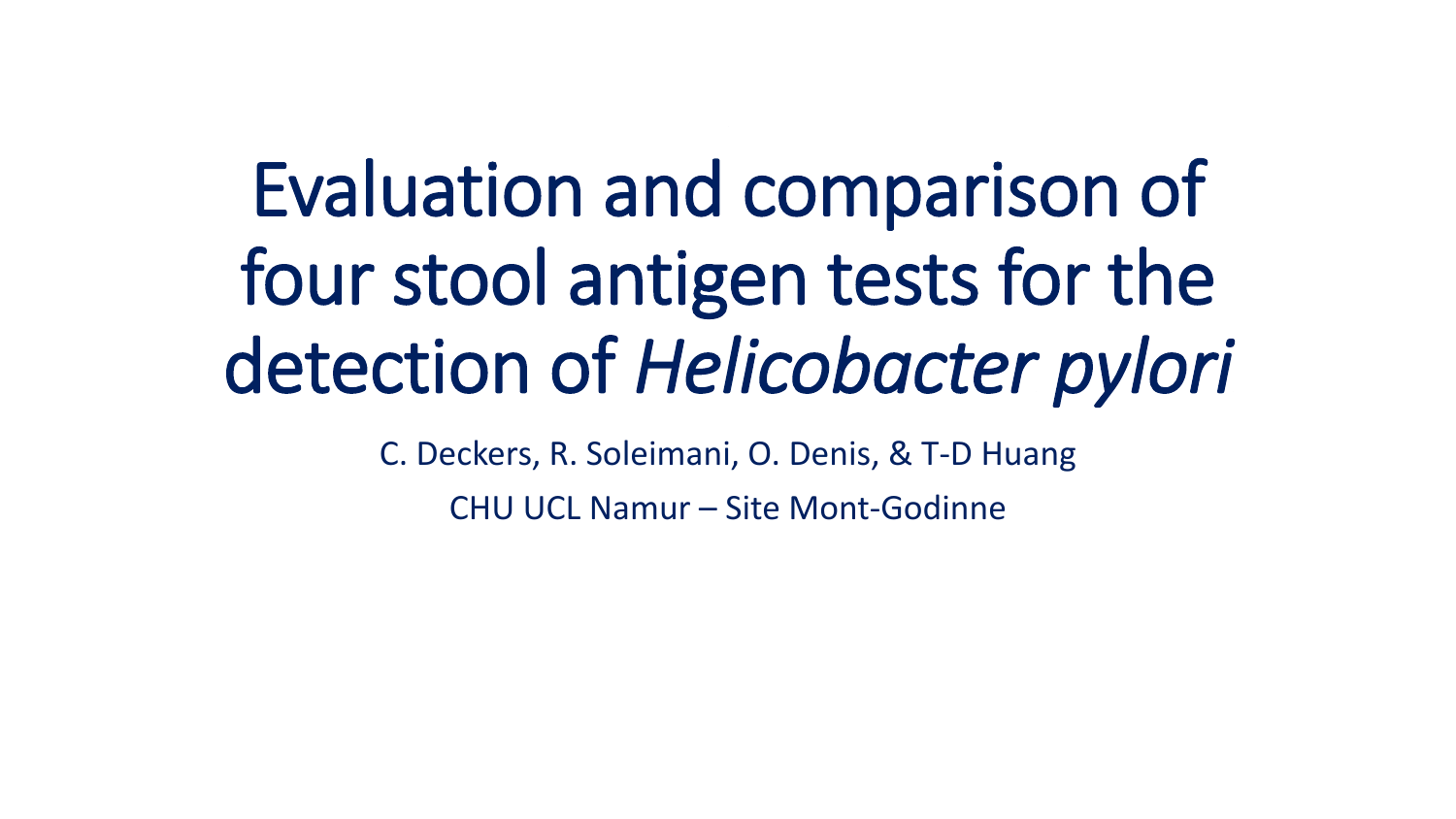# Evaluation and comparison of four stool antigen tests for the detection of *Helicobacter pylori*

C. Deckers, R. Soleimani, O. Denis, & T-D Huang

CHU UCL Namur – Site Mont-Godinne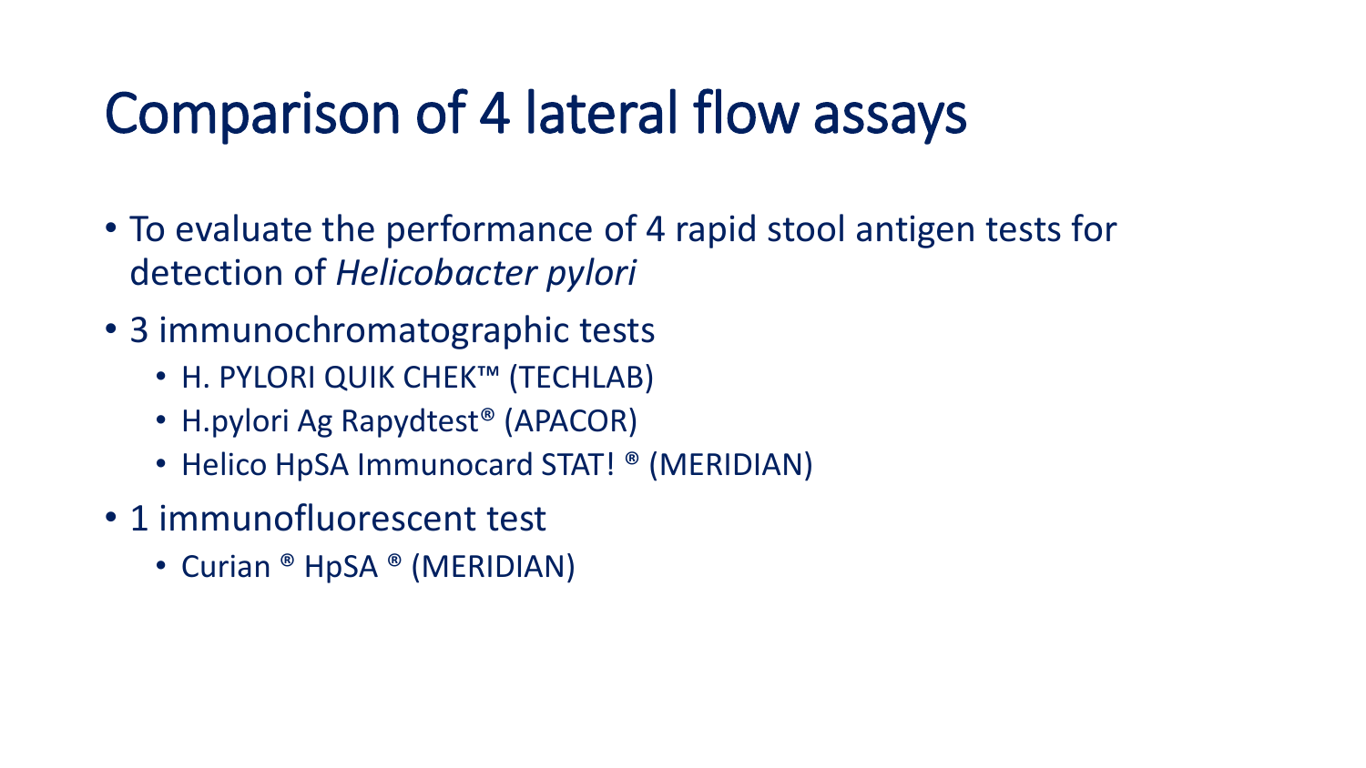# Comparison of 4 lateral flow assays

- To evaluate the performance of 4 rapid stool antigen tests for detection of *Helicobacter pylori*
- 3 immunochromatographic tests
  - H. PYLORI QUIK CHEK™ (TECHLAB)
  - H.pylori Ag Rapydtest® (APACOR)
  - Helico HpSA Immunocard STAT! ® (MERIDIAN)
- 1 immunofluorescent test
  - Curian ® HpSA ® (MERIDIAN)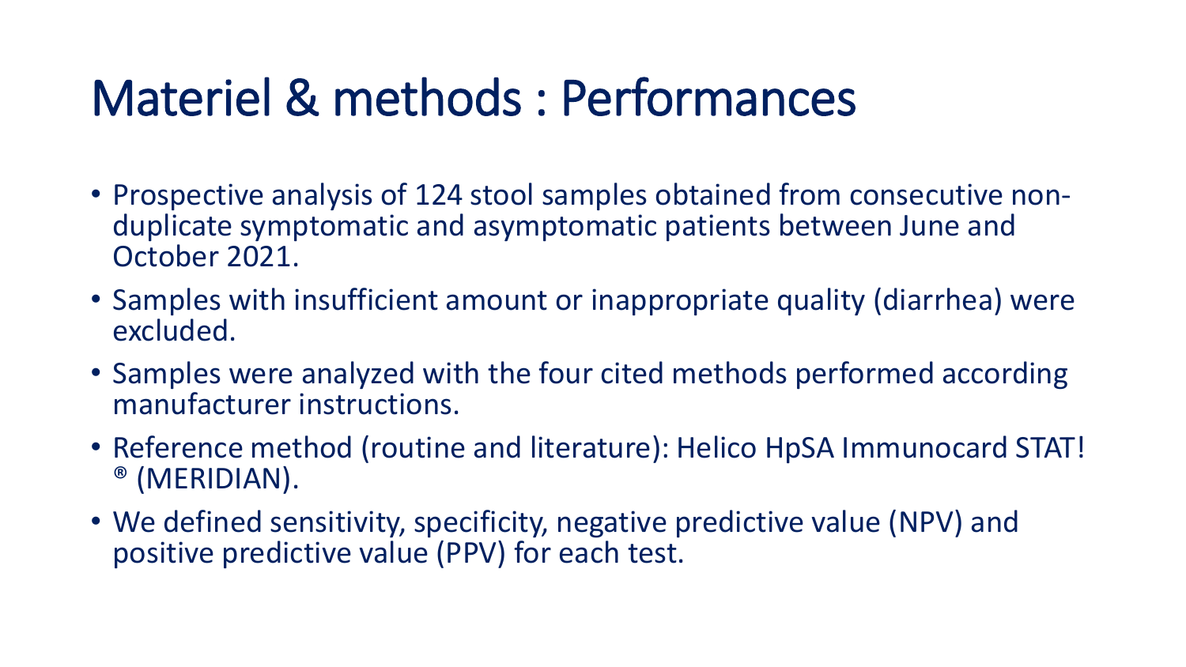# Materiel & methods : Performances

- Prospective analysis of 124 stool samples obtained from consecutive non-duplicate symptomatic and asymptomatic patients between June and October 2021.
- Samples with insufficient amount or inappropriate quality (diarrhea) were excluded.
- Samples were analyzed with the four cited methods performed according manufacturer instructions.
- Reference method (routine and literature): Helico HpSA Immunocard STAT! ® (MERIDIAN).
- We defined sensitivity, specificity, negative predictive value (NPV) and positive predictive value (PPV) for each test.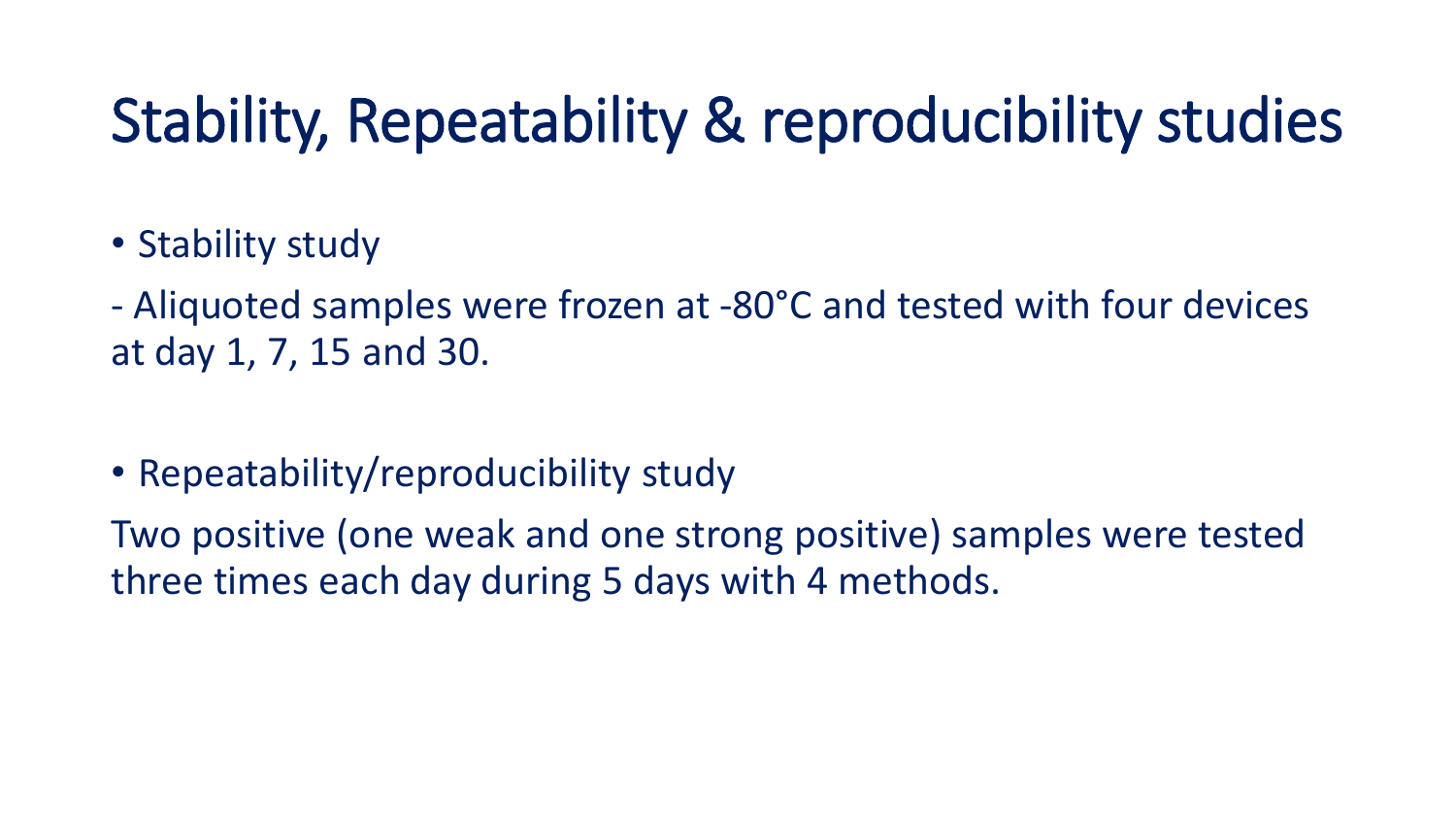# Stability, Repeatability & reproducibility studies

- Stability study

- Aliquoted samples were frozen at -80°C and tested with four devices at day 1, 7, 15 and 30.

- Repeatability/reproducibility study

Two positive (one weak and one strong positive) samples were tested three times each day during 5 days with 4 methods.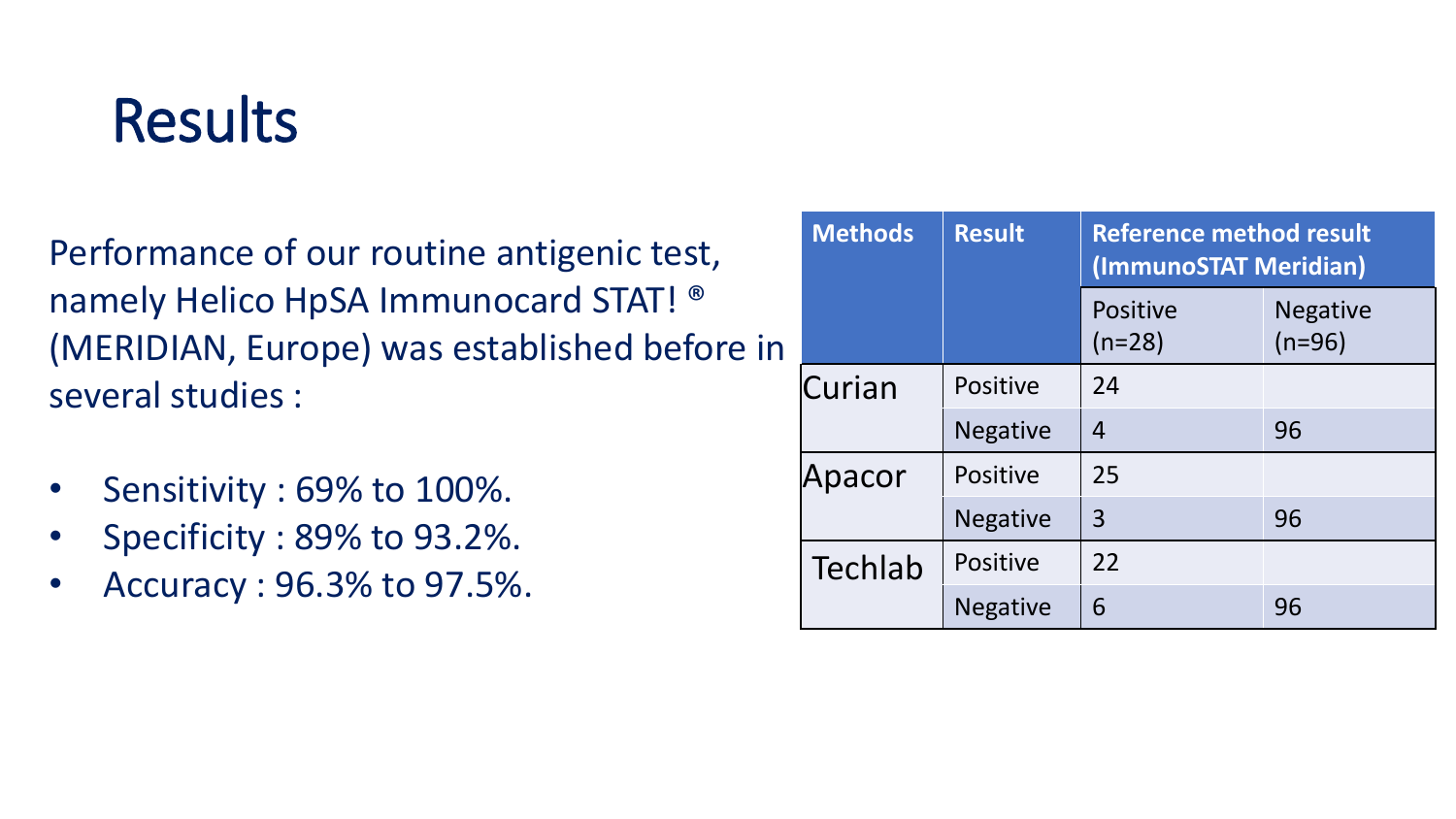# Results

Performance of our routine antigenic test, namely Helico HpSA Immunocard STAT! ® (MERIDIAN, Europe) was established before in several studies :

- Sensitivity : 69% to 100%.
- Specificity : 89% to 93.2%.
- Accuracy : 96.3% to 97.5%.

| Methods | Result | Reference method result (ImmunoSTAT Meridian) | |
|---|---|---|---|
| | | Positive (n=28) | Negative (n=96) |
| Curian | Positive | 24 | |
| | Negative | 4 | 96 |
| Apacor | Positive | 25 | |
| | Negative | 3 | 96 |
| Techlab | Positive | 22 | |
| | Negative | 6 | 96 |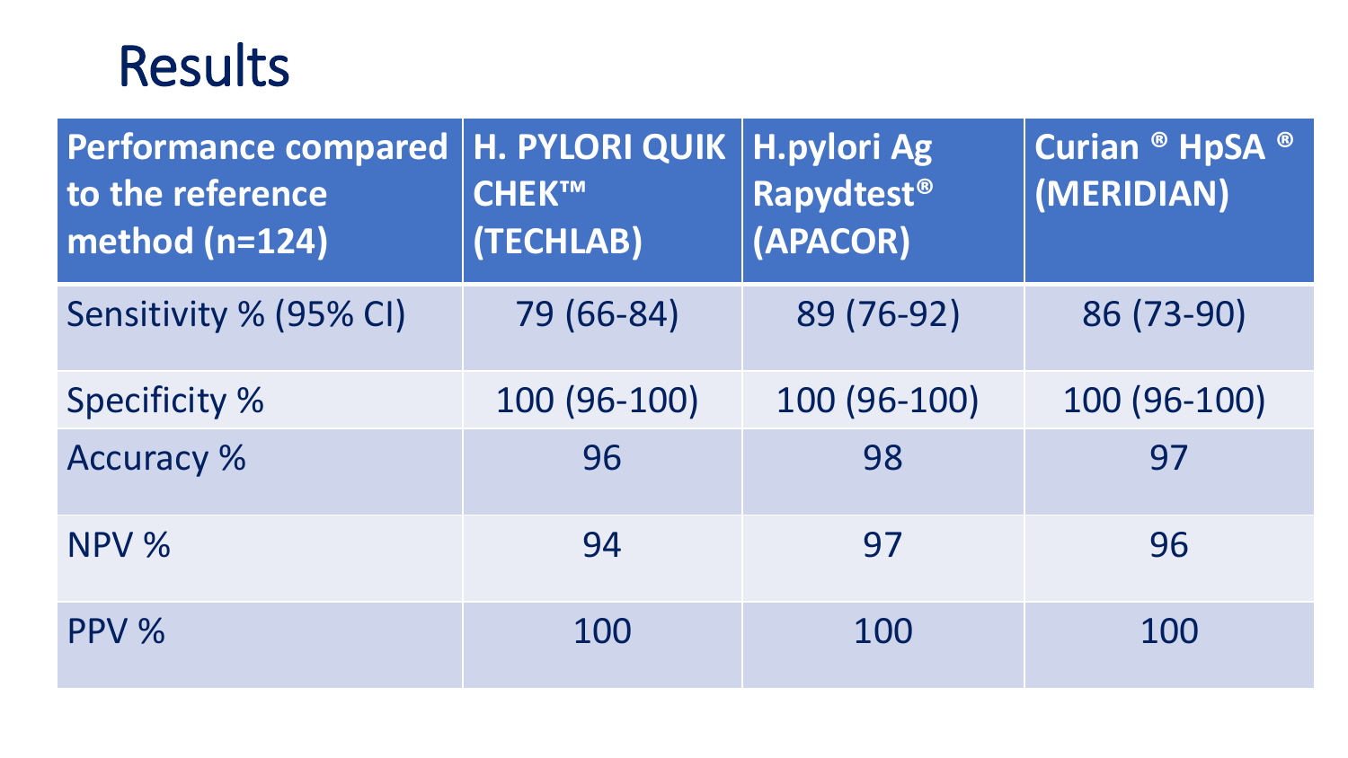# Results

| Performance compared to the reference method (n=124) | H. PYLORI QUIK CHEK™ (TECHLAB) | H.pylori Ag Rapydtest® (APACOR) | Curian ® HpSA ® (MERIDIAN) |
|---|---|---|---|
| Sensitivity % (95% CI) | 79 (66-84) | 89 (76-92) | 86 (73-90) |
| Specificity % | 100 (96-100) | 100 (96-100) | 100 (96-100) |
| Accuracy % | 96 | 98 | 97 |
| NPV % | 94 | 97 | 96 |
| PPV % | 100 | 100 | 100 |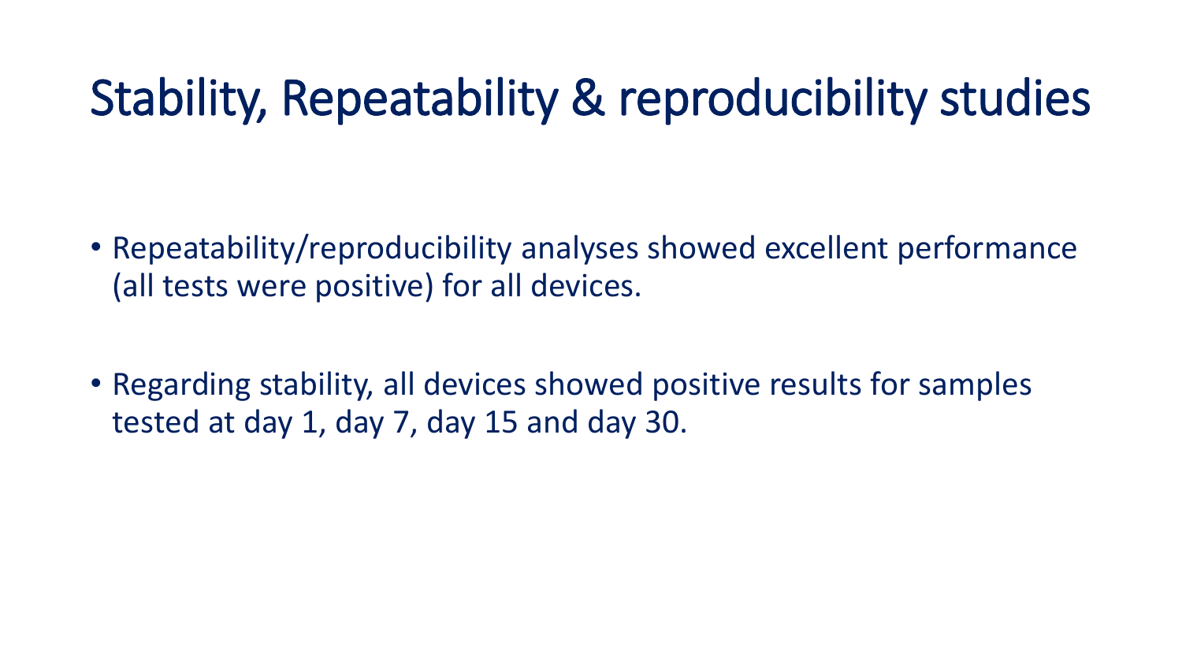# Stability, Repeatability & reproducibility studies

- Repeatability/reproducibility analyses showed excellent performance (all tests were positive) for all devices.

- Regarding stability, all devices showed positive results for samples tested at day 1, day 7, day 15 and day 30.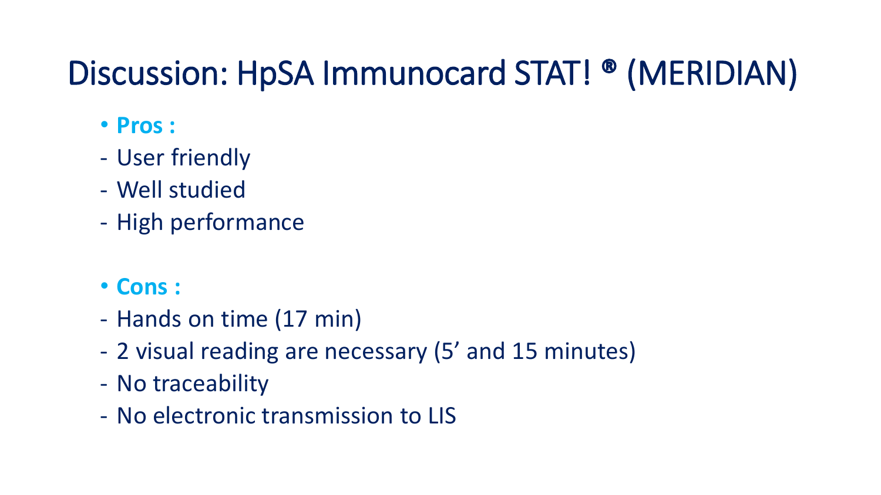# Discussion: HpSA Immunocard STAT! ® (MERIDIAN)

- **Pros :**
- User friendly
- Well studied
- High performance

- **Cons :**
- Hands on time (17 min)
- 2 visual reading are necessary (5’ and 15 minutes)
- No traceability
- No electronic transmission to LIS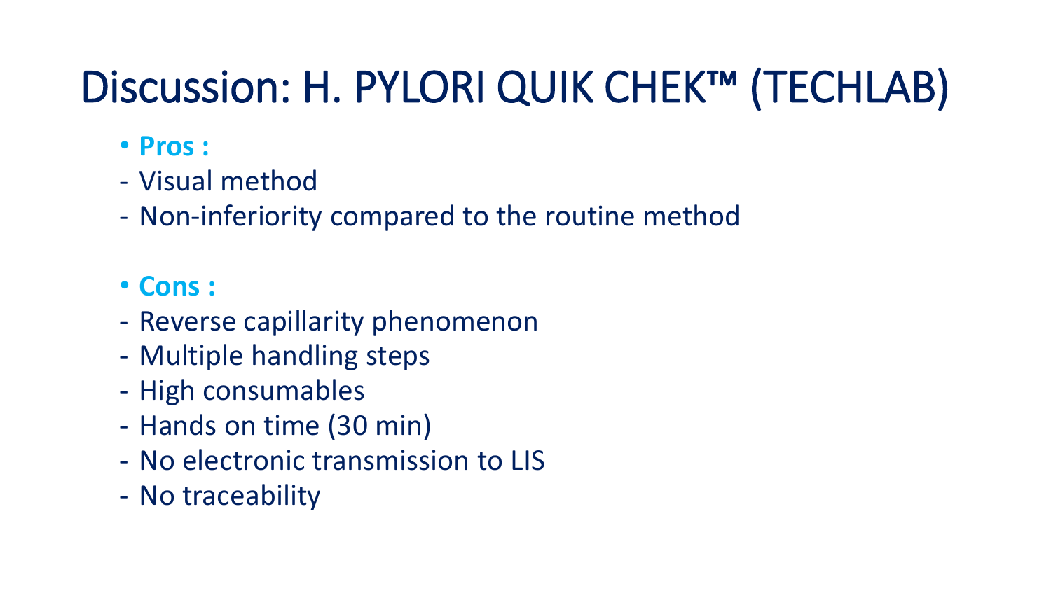# Discussion: H. PYLORI QUIK CHEK™ (TECHLAB)

- **Pros :**

- Visual method
- Non-inferiority compared to the routine method

- **Cons :**

- Reverse capillarity phenomenon
- Multiple handling steps
- High consumables
- Hands on time (30 min)
- No electronic transmission to LIS
- No traceability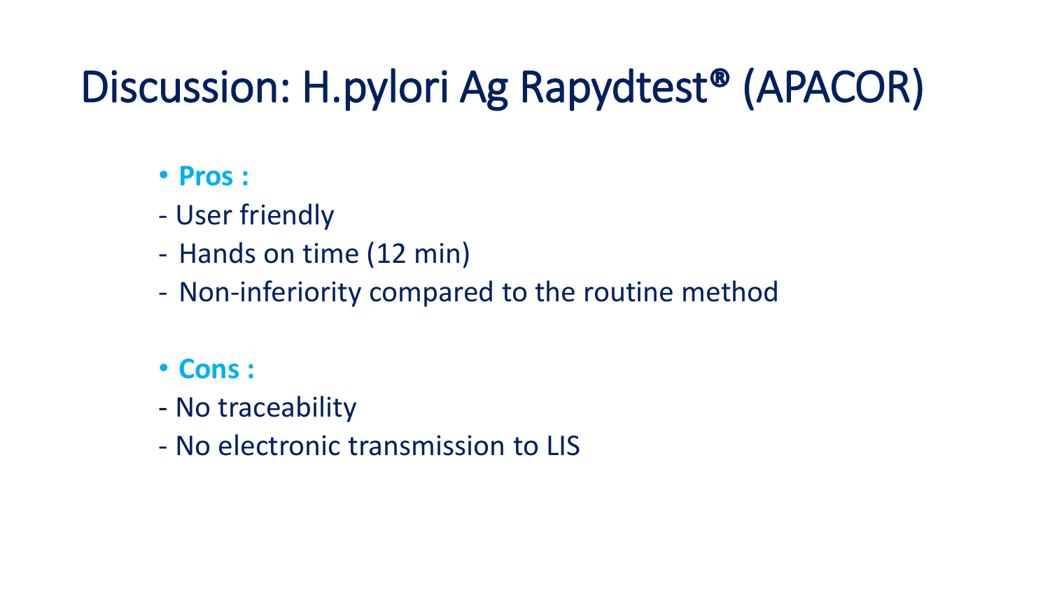# Discussion: H.pylori Ag Rapydtest® (APACOR)

- **Pros :**
  - User friendly
  - Hands on time (12 min)
  - Non-inferiority compared to the routine method

- **Cons :**
  - No traceability
  - No electronic transmission to LIS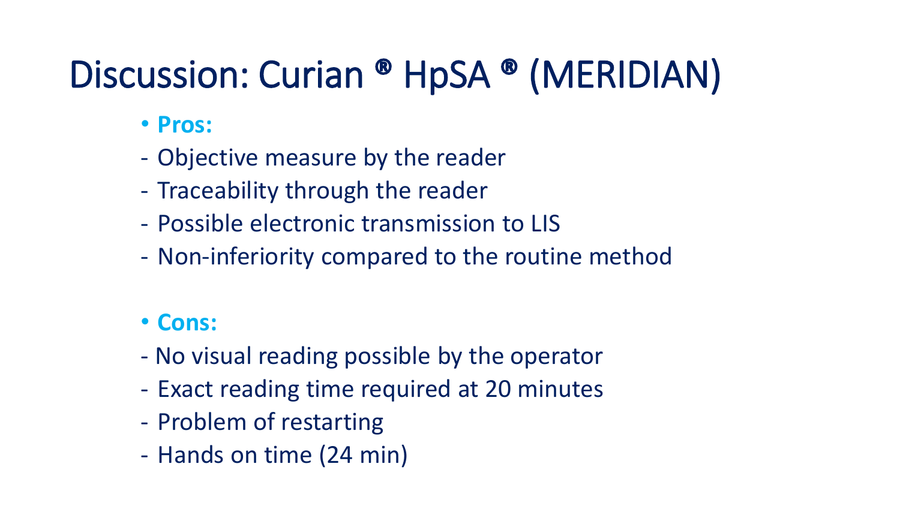# Discussion: Curian ® HpSA ® (MERIDIAN)

- **Pros:**

- Objective measure by the reader
- Traceability through the reader
- Possible electronic transmission to LIS
- Non-inferiority compared to the routine method

- **Cons:**

- No visual reading possible by the operator
- Exact reading time required at 20 minutes
- Problem of restarting
- Hands on time (24 min)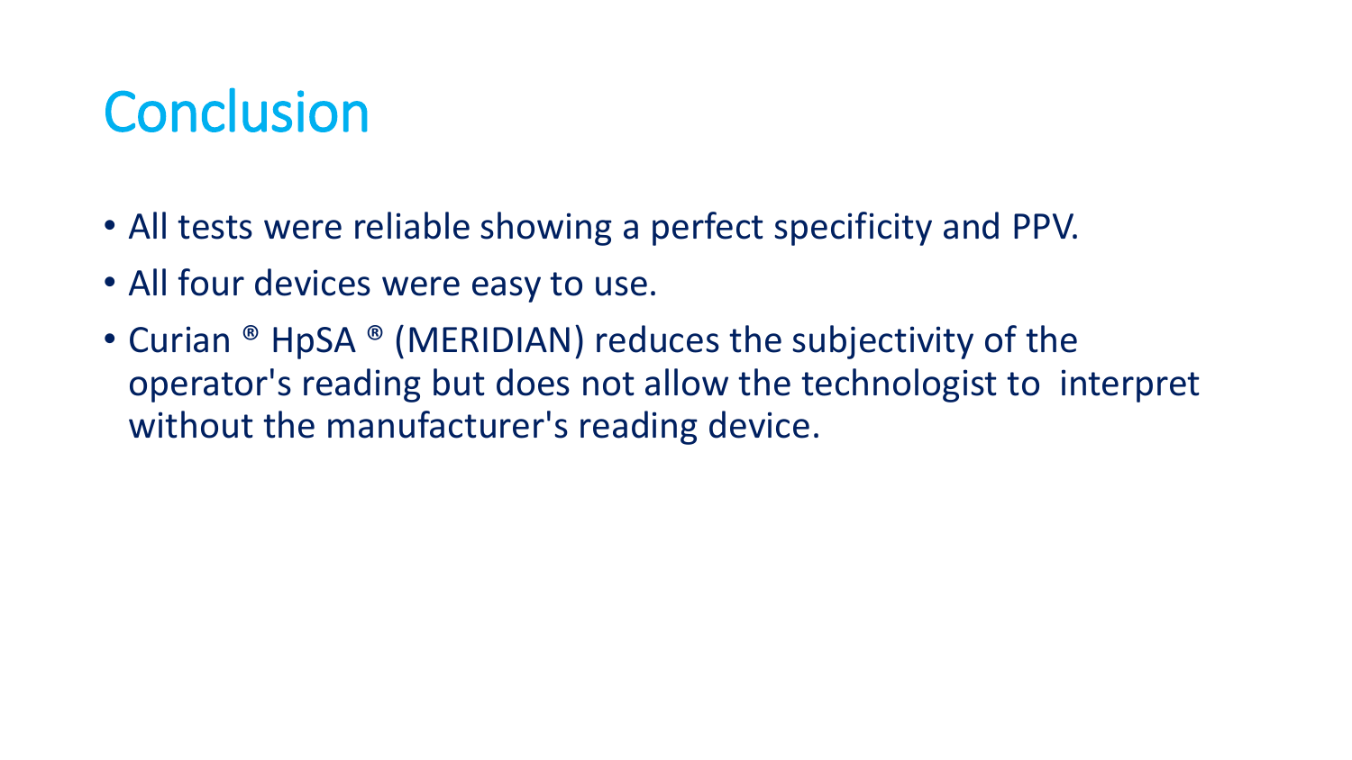# Conclusion

- All tests were reliable showing a perfect specificity and PPV.
- All four devices were easy to use.
- Curian ® HpSA ® (MERIDIAN) reduces the subjectivity of the operator's reading but does not allow the technologist to interpret without the manufacturer's reading device.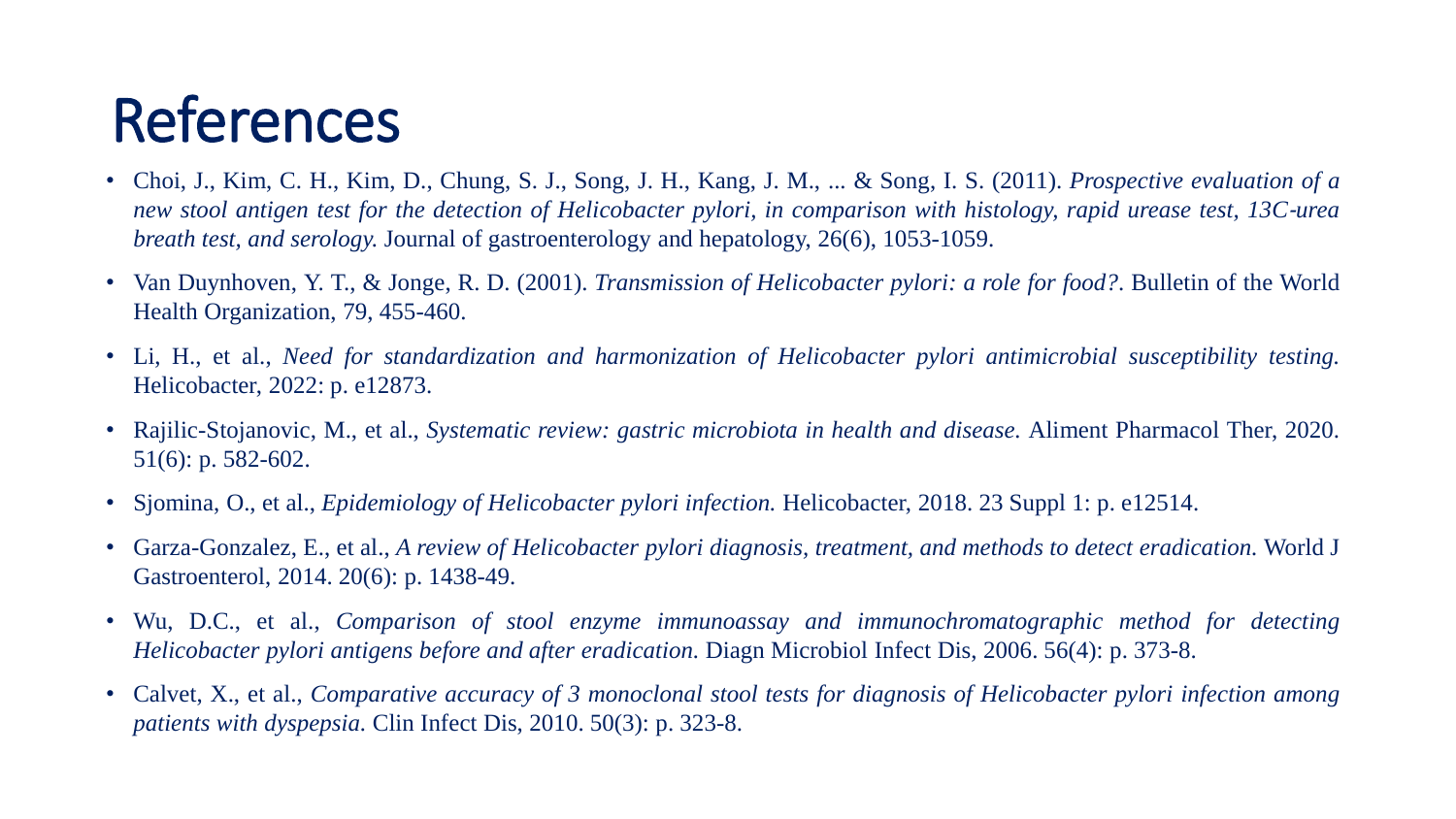# References

- Choi, J., Kim, C. H., Kim, D., Chung, S. J., Song, J. H., Kang, J. M., ... & Song, I. S. (2011). *Prospective evaluation of a new stool antigen test for the detection of Helicobacter pylori, in comparison with histology, rapid urease test, 13C-urea breath test, and serology.* Journal of gastroenterology and hepatology, 26(6), 1053-1059.
- Van Duynhoven, Y. T., & Jonge, R. D. (2001). *Transmission of Helicobacter pylori: a role for food?*. Bulletin of the World Health Organization, 79, 455-460.
- Li, H., et al., *Need for standardization and harmonization of Helicobacter pylori antimicrobial susceptibility testing.* Helicobacter, 2022: p. e12873.
- Rajilic-Stojanovic, M., et al., *Systematic review: gastric microbiota in health and disease.* Aliment Pharmacol Ther, 2020. 51(6): p. 582-602.
- Sjomina, O., et al., *Epidemiology of Helicobacter pylori infection.* Helicobacter, 2018. 23 Suppl 1: p. e12514.
- Garza-Gonzalez, E., et al., *A review of Helicobacter pylori diagnosis, treatment, and methods to detect eradication.* World J Gastroenterol, 2014. 20(6): p. 1438-49.
- Wu, D.C., et al., *Comparison of stool enzyme immunoassay and immunochromatographic method for detecting Helicobacter pylori antigens before and after eradication.* Diagn Microbiol Infect Dis, 2006. 56(4): p. 373-8.
- Calvet, X., et al., *Comparative accuracy of 3 monoclonal stool tests for diagnosis of Helicobacter pylori infection among patients with dyspepsia.* Clin Infect Dis, 2010. 50(3): p. 323-8.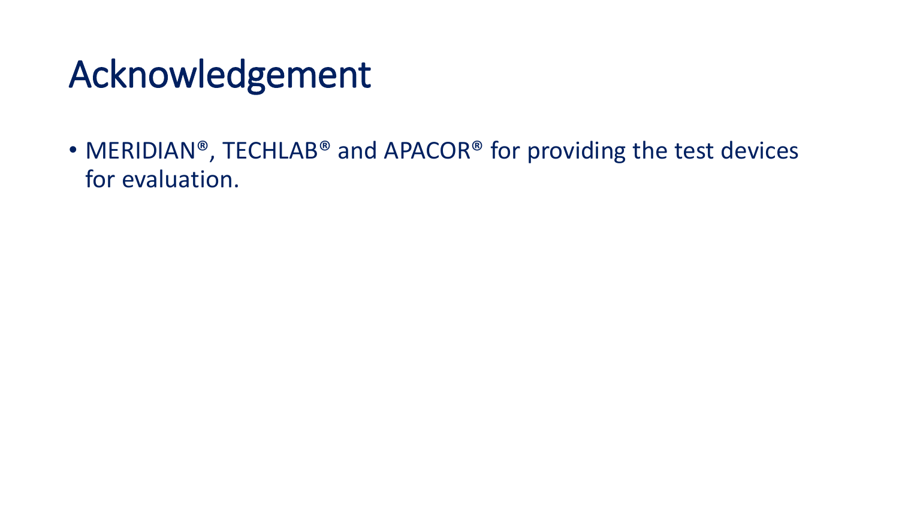# Acknowledgement

- MERIDIAN®, TECHLAB® and APACOR® for providing the test devices for evaluation.